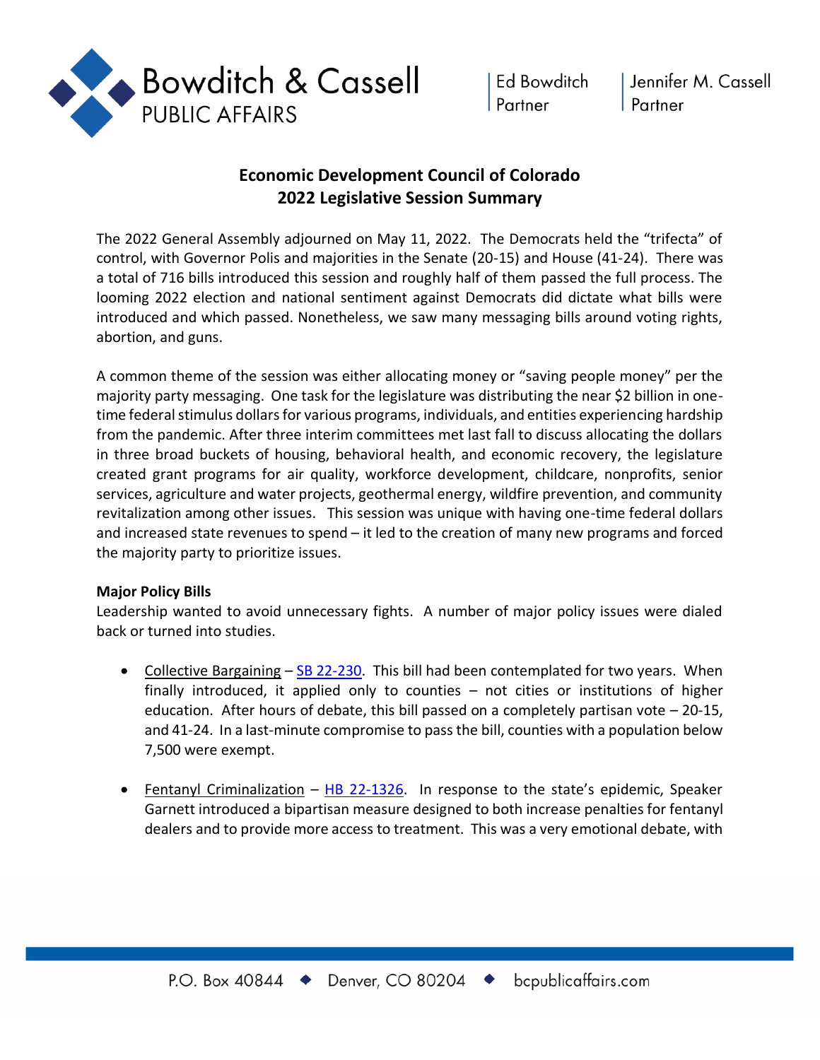Bowdritch & Cassell PUBLIC AFFAIRS

Ed Bowditch
Partner

Jennifer M. Cassell
Partner

## Economic Development Council of Colorado
## 2022 Legislative Session Summary

The 2022 General Assembly adjourned on May 11, 2022. The Democrats held the "trifecta" of control, with Governor Polis and majorities in the Senate (20-15) and House (41-24). There was a total of 716 bills introduced this session and roughly half of them passed the full process. The looming 2022 election and national sentiment against Democrats did dictate what bills were introduced and which passed. Nonetheless, we saw many messaging bills around voting rights, abortion, and guns.

A common theme of the session was either allocating money or "saving people money" per the majority party messaging. One task for the legislature was distributing the near $2 billion in one-time federal stimulus dollars for various programs, individuals, and entities experiencing hardship from the pandemic. After three interim committees met last fall to discuss allocating the dollars in three broad buckets of housing, behavioral health, and economic recovery, the legislature created grant programs for air quality, workforce development, childcare, nonprofits, senior services, agriculture and water projects, geothermal energy, wildfire prevention, and community revitalization among other issues. This session was unique with having one-time federal dollars and increased state revenues to spend – it led to the creation of many new programs and forced the majority party to prioritize issues.

**Major Policy Bills**
Leadership wanted to avoid unnecessary fights. A number of major policy issues were dialed back or turned into studies.

- Collective Bargaining – SB 22-230. This bill had been contemplated for two years. When finally introduced, it applied only to counties – not cities or institutions of higher education. After hours of debate, this bill passed on a completely partisan vote – 20-15, and 41-24. In a last-minute compromise to pass the bill, counties with a population below 7,500 were exempt.

- Fentanyl Criminalization – HB 22-1326. In response to the state's epidemic, Speaker Garnett introduced a bipartisan measure designed to both increase penalties for fentanyl dealers and to provide more access to treatment. This was a very emotional debate, with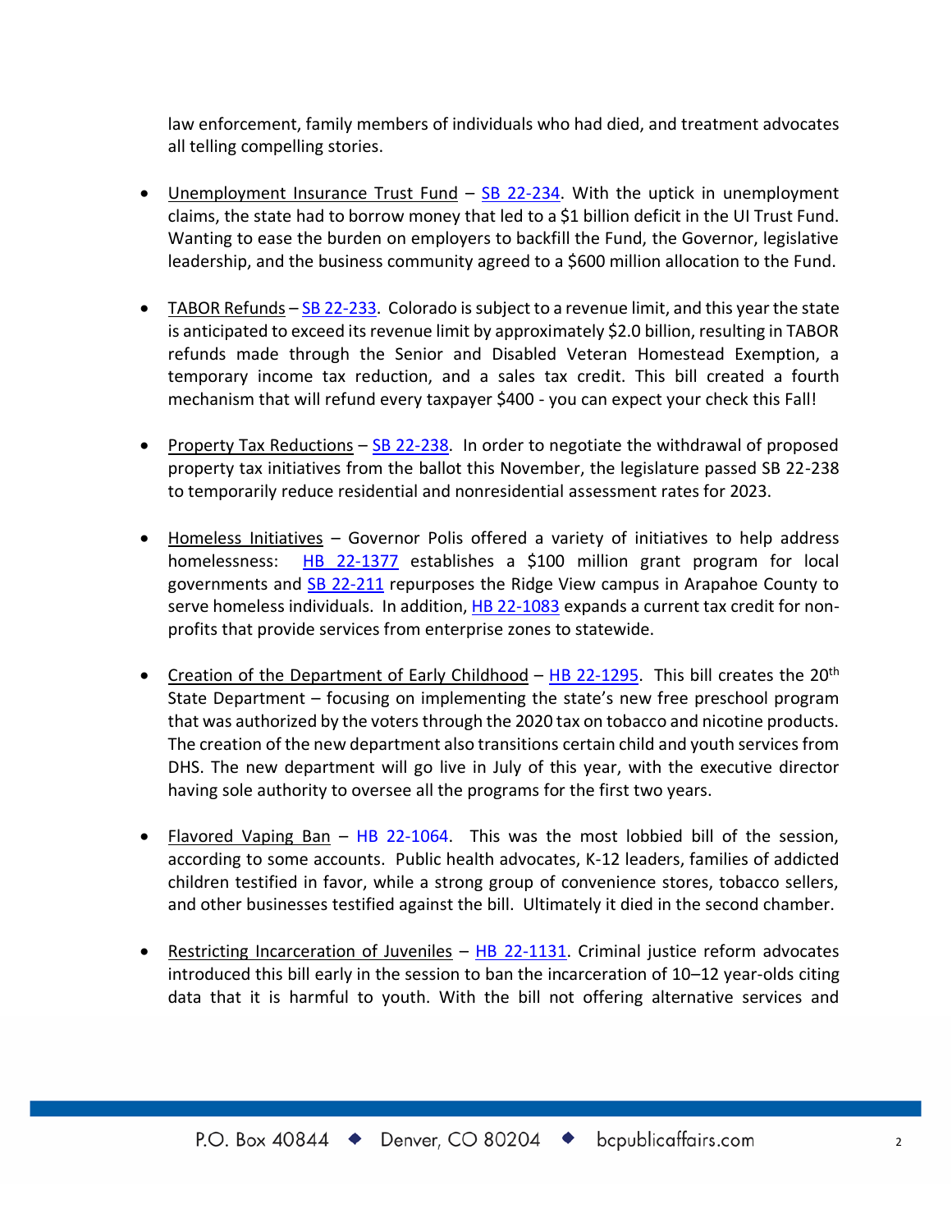law enforcement, family members of individuals who had died, and treatment advocates all telling compelling stories.

- Unemployment Insurance Trust Fund – SB 22-234. With the uptick in unemployment claims, the state had to borrow money that led to a $1 billion deficit in the UI Trust Fund. Wanting to ease the burden on employers to backfill the Fund, the Governor, legislative leadership, and the business community agreed to a $600 million allocation to the Fund.

- TABOR Refunds – SB 22-233. Colorado is subject to a revenue limit, and this year the state is anticipated to exceed its revenue limit by approximately $2.0 billion, resulting in TABOR refunds made through the Senior and Disabled Veteran Homestead Exemption, a temporary income tax reduction, and a sales tax credit. This bill created a fourth mechanism that will refund every taxpayer $400 - you can expect your check this Fall!

- Property Tax Reductions – SB 22-238. In order to negotiate the withdrawal of proposed property tax initiatives from the ballot this November, the legislature passed SB 22-238 to temporarily reduce residential and nonresidential assessment rates for 2023.

- Homeless Initiatives – Governor Polis offered a variety of initiatives to help address homelessness: HB 22-1377 establishes a $100 million grant program for local governments and SB 22-211 repurposes the Ridge View campus in Arapahoe County to serve homeless individuals. In addition, HB 22-1083 expands a current tax credit for non-profits that provide services from enterprise zones to statewide.

- Creation of the Department of Early Childhood – HB 22-1295. This bill creates the 20th State Department – focusing on implementing the state's new free preschool program that was authorized by the voters through the 2020 tax on tobacco and nicotine products. The creation of the new department also transitions certain child and youth services from DHS. The new department will go live in July of this year, with the executive director having sole authority to oversee all the programs for the first two years.

- Flavored Vaping Ban – HB 22-1064. This was the most lobbied bill of the session, according to some accounts. Public health advocates, K-12 leaders, families of addicted children testified in favor, while a strong group of convenience stores, tobacco sellers, and other businesses testified against the bill. Ultimately it died in the second chamber.

- Restricting Incarceration of Juveniles – HB 22-1131. Criminal justice reform advocates introduced this bill early in the session to ban the incarceration of 10–12 year-olds citing data that it is harmful to youth. With the bill not offering alternative services and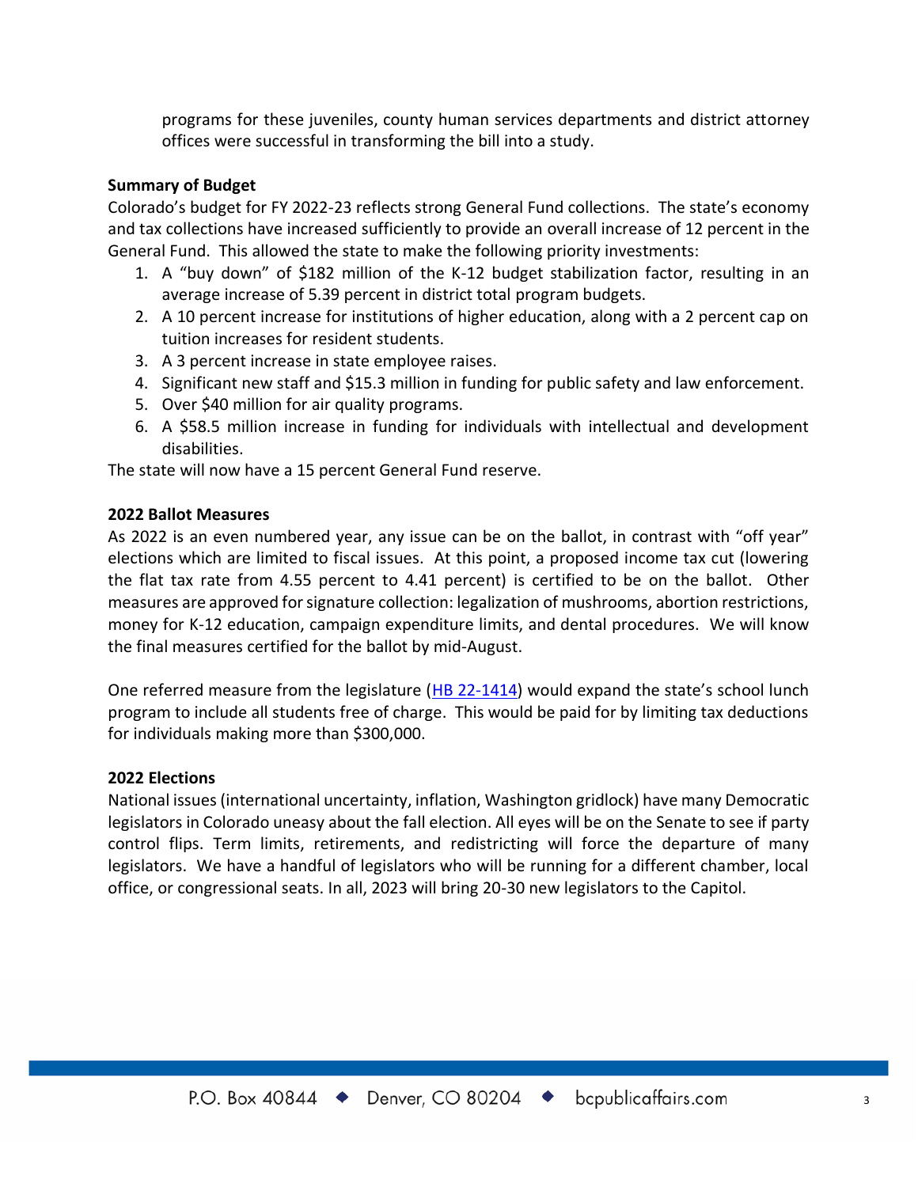programs for these juveniles, county human services departments and district attorney offices were successful in transforming the bill into a study.

**Summary of Budget**

Colorado's budget for FY 2022-23 reflects strong General Fund collections. The state's economy and tax collections have increased sufficiently to provide an overall increase of 12 percent in the General Fund. This allowed the state to make the following priority investments:

1. A "buy down" of $182 million of the K-12 budget stabilization factor, resulting in an average increase of 5.39 percent in district total program budgets.
2. A 10 percent increase for institutions of higher education, along with a 2 percent cap on tuition increases for resident students.
3. A 3 percent increase in state employee raises.
4. Significant new staff and $15.3 million in funding for public safety and law enforcement.
5. Over $40 million for air quality programs.
6. A $58.5 million increase in funding for individuals with intellectual and development disabilities.

The state will now have a 15 percent General Fund reserve.

**2022 Ballot Measures**

As 2022 is an even numbered year, any issue can be on the ballot, in contrast with "off year" elections which are limited to fiscal issues. At this point, a proposed income tax cut (lowering the flat tax rate from 4.55 percent to 4.41 percent) is certified to be on the ballot. Other measures are approved for signature collection: legalization of mushrooms, abortion restrictions, money for K-12 education, campaign expenditure limits, and dental procedures. We will know the final measures certified for the ballot by mid-August.

One referred measure from the legislature (HB 22-1414) would expand the state's school lunch program to include all students free of charge. This would be paid for by limiting tax deductions for individuals making more than $300,000.

**2022 Elections**

National issues (international uncertainty, inflation, Washington gridlock) have many Democratic legislators in Colorado uneasy about the fall election. All eyes will be on the Senate to see if party control flips. Term limits, retirements, and redistricting will force the departure of many legislators. We have a handful of legislators who will be running for a different chamber, local office, or congressional seats. In all, 2023 will bring 20-30 new legislators to the Capitol.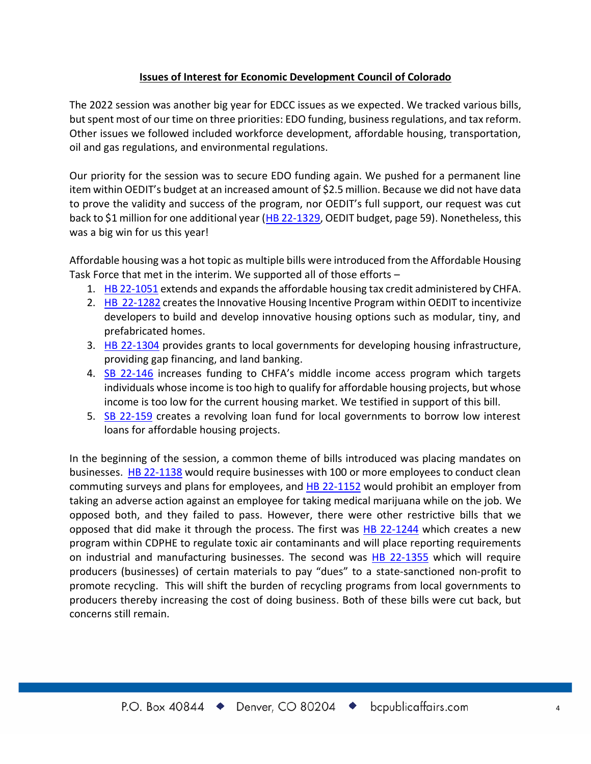**Issues of Interest for Economic Development Council of Colorado**

The 2022 session was another big year for EDCC issues as we expected. We tracked various bills, but spent most of our time on three priorities: EDO funding, business regulations, and tax reform. Other issues we followed included workforce development, affordable housing, transportation, oil and gas regulations, and environmental regulations.

Our priority for the session was to secure EDO funding again. We pushed for a permanent line item within OEDIT's budget at an increased amount of $2.5 million. Because we did not have data to prove the validity and success of the program, nor OEDIT's full support, our request was cut back to $1 million for one additional year (HB 22-1329, OEDIT budget, page 59). Nonetheless, this was a big win for us this year!

Affordable housing was a hot topic as multiple bills were introduced from the Affordable Housing Task Force that met in the interim. We supported all of those efforts –

1. HB 22-1051 extends and expands the affordable housing tax credit administered by CHFA.
2. HB 22-1282 creates the Innovative Housing Incentive Program within OEDIT to incentivize developers to build and develop innovative housing options such as modular, tiny, and prefabricated homes.
3. HB 22-1304 provides grants to local governments for developing housing infrastructure, providing gap financing, and land banking.
4. SB 22-146 increases funding to CHFA's middle income access program which targets individuals whose income is too high to qualify for affordable housing projects, but whose income is too low for the current housing market. We testified in support of this bill.
5. SB 22-159 creates a revolving loan fund for local governments to borrow low interest loans for affordable housing projects.

In the beginning of the session, a common theme of bills introduced was placing mandates on businesses. HB 22-1138 would require businesses with 100 or more employees to conduct clean commuting surveys and plans for employees, and HB 22-1152 would prohibit an employer from taking an adverse action against an employee for taking medical marijuana while on the job. We opposed both, and they failed to pass. However, there were other restrictive bills that we opposed that did make it through the process. The first was HB 22-1244 which creates a new program within CDPHE to regulate toxic air contaminants and will place reporting requirements on industrial and manufacturing businesses. The second was HB 22-1355 which will require producers (businesses) of certain materials to pay "dues" to a state-sanctioned non-profit to promote recycling. This will shift the burden of recycling programs from local governments to producers thereby increasing the cost of doing business. Both of these bills were cut back, but concerns still remain.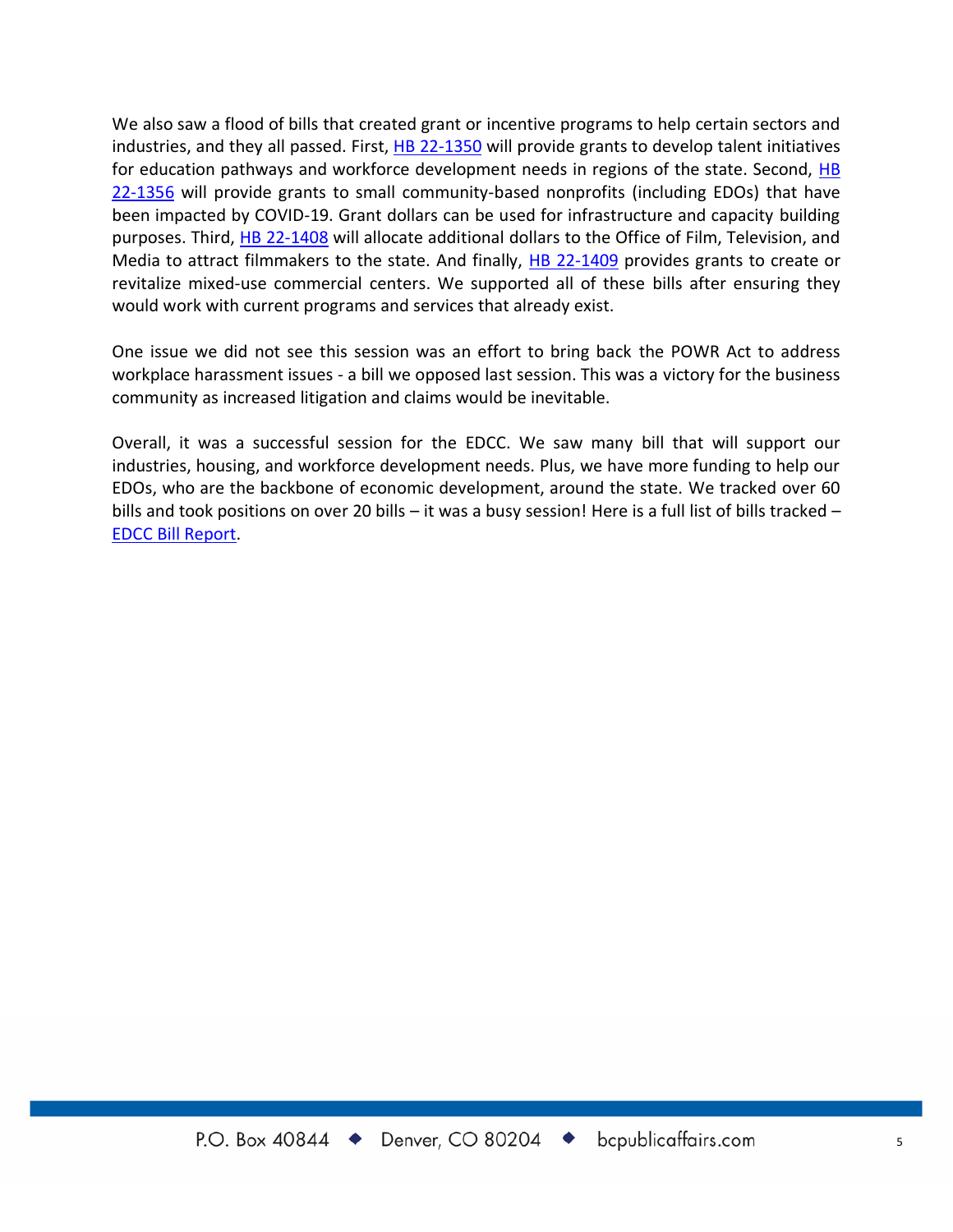We also saw a flood of bills that created grant or incentive programs to help certain sectors and industries, and they all passed. First, HB 22-1350 will provide grants to develop talent initiatives for education pathways and workforce development needs in regions of the state. Second, HB 22-1356 will provide grants to small community-based nonprofits (including EDOs) that have been impacted by COVID-19. Grant dollars can be used for infrastructure and capacity building purposes. Third, HB 22-1408 will allocate additional dollars to the Office of Film, Television, and Media to attract filmmakers to the state. And finally, HB 22-1409 provides grants to create or revitalize mixed-use commercial centers. We supported all of these bills after ensuring they would work with current programs and services that already exist.

One issue we did not see this session was an effort to bring back the POWR Act to address workplace harassment issues - a bill we opposed last session. This was a victory for the business community as increased litigation and claims would be inevitable.

Overall, it was a successful session for the EDCC. We saw many bill that will support our industries, housing, and workforce development needs. Plus, we have more funding to help our EDOs, who are the backbone of economic development, around the state. We tracked over 60 bills and took positions on over 20 bills – it was a busy session! Here is a full list of bills tracked – EDCC Bill Report.

P.O. Box 40844 ◆ Denver, CO 80204 ◆ bcpublicaffairs.com